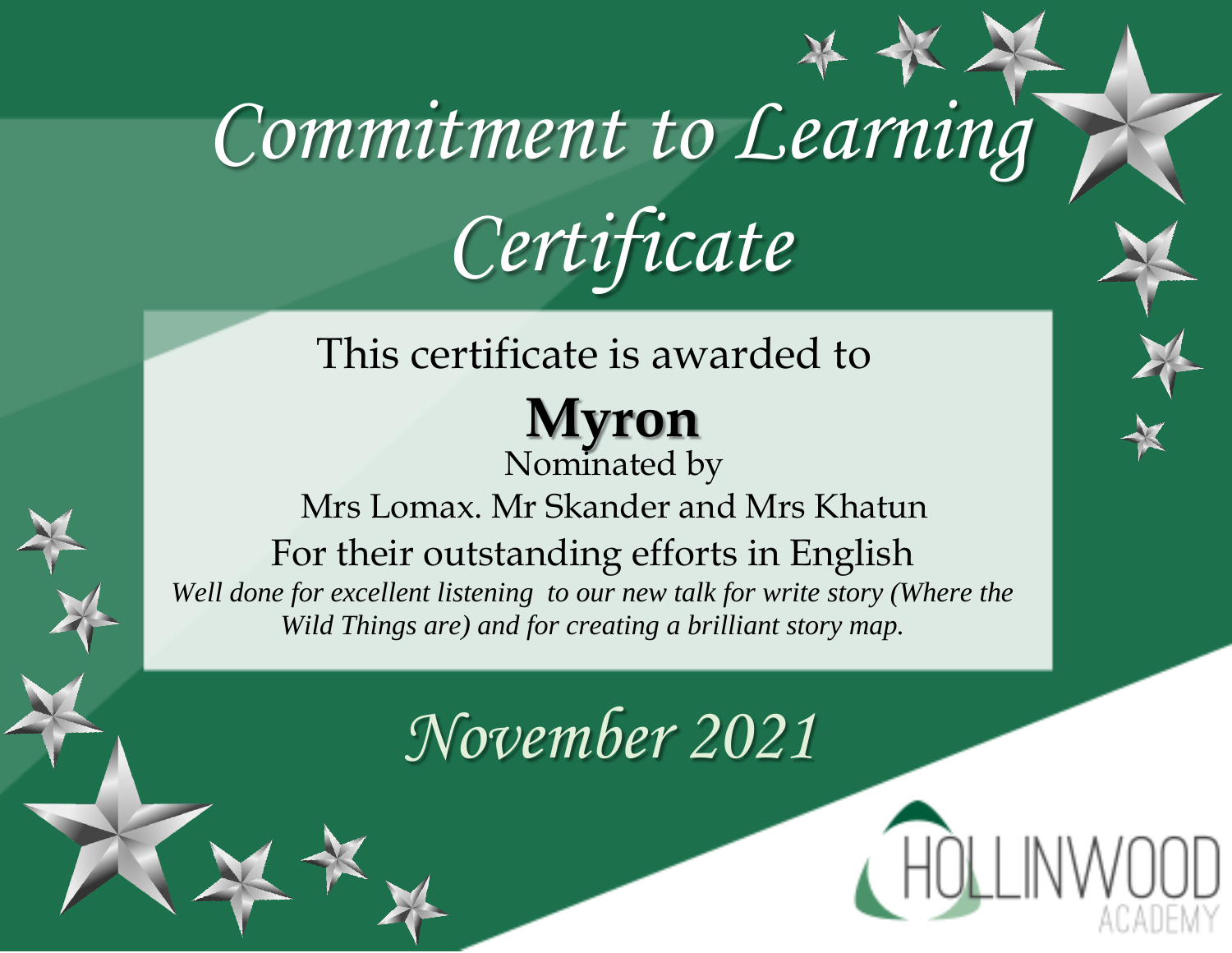# Commitment to Learning Certificate

This certificate is awarded to

**Myron**

Nominated by

Mrs Lomax. Mr Skander and Mrs Khatun

For their outstanding efforts in English

*Well done for excellent listening to our new talk for write story (Where the Wild Things are) and for creating a brilliant story map.*

## November 2021

HOLLINWOOD ACADEMY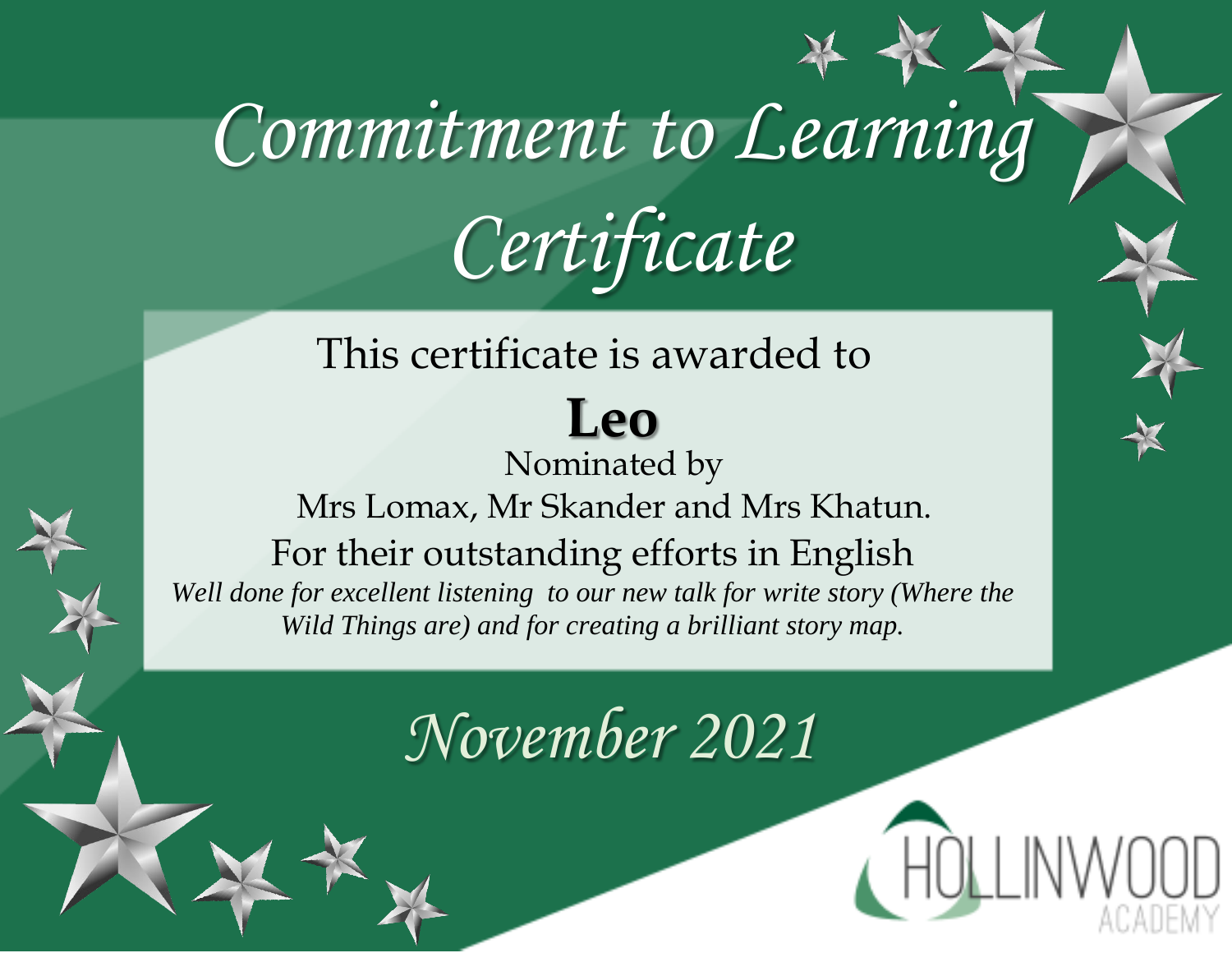# Commitment to Learning Certificate

This certificate is awarded to

**Leo**

Nominated by

Mrs Lomax, Mr Skander and Mrs Khatun.

For their outstanding efforts in English

*Well done for excellent listening  to our new talk for write story (Where the Wild Things are) and for creating a brilliant story map.*

## *November 2021*

HOLLINWOOD ACADEMY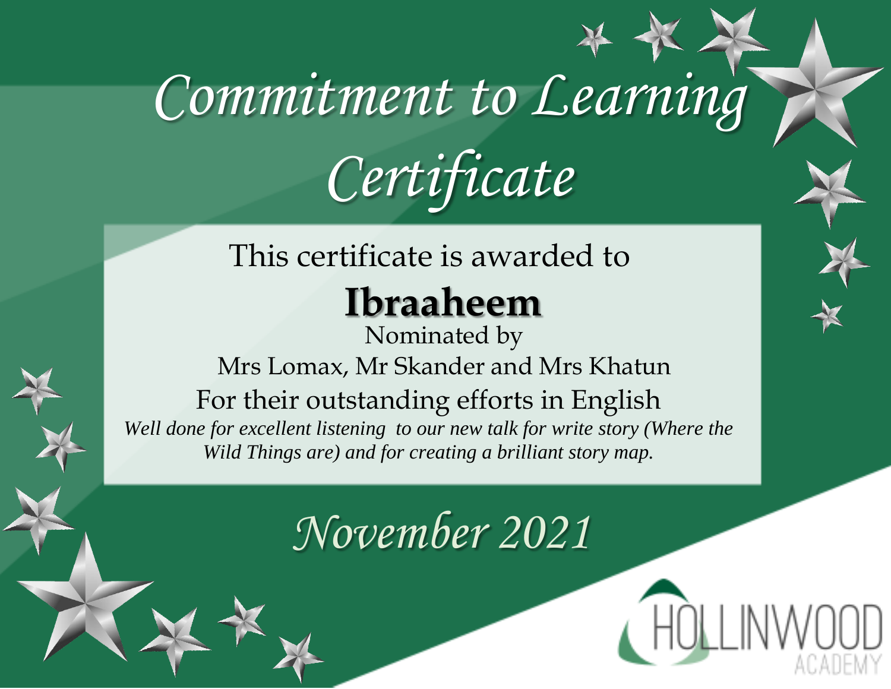# Commitment to Learning Certificate

This certificate is awarded to

**Ibraaheem**

Nominated by

Mrs Lomax, Mr Skander and Mrs Khatun

For their outstanding efforts in English

*Well done for excellent listening to our new talk for write story (Where the Wild Things are) and for creating a brilliant story map.*

*November 2021*

HOLLINWOOD ACADEMY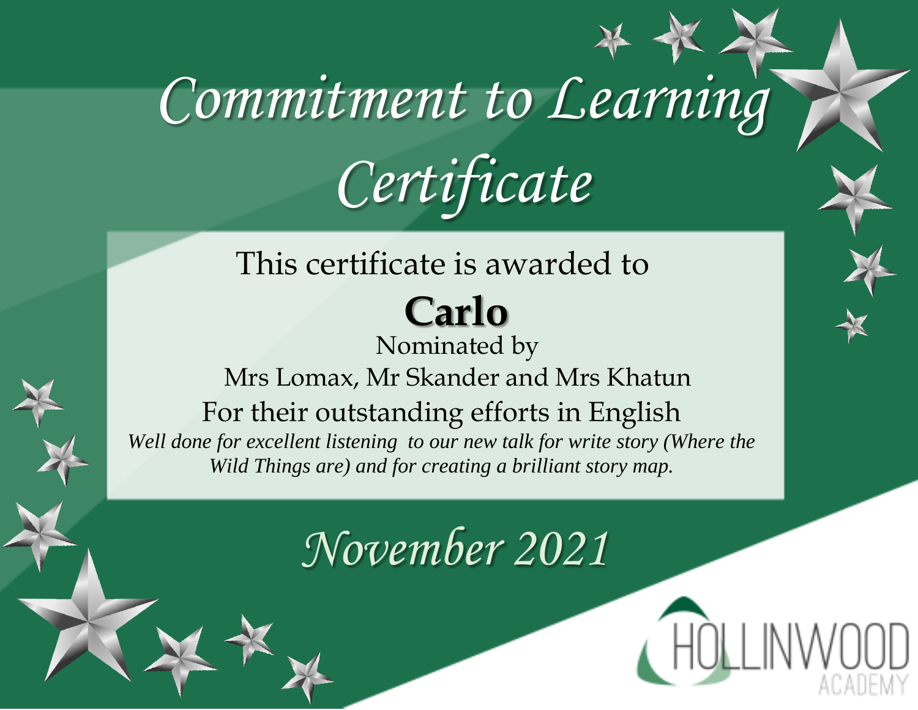# Commitment to Learning Certificate

This certificate is awarded to

**Carlo**

Nominated by

Mrs Lomax, Mr Skander and Mrs Khatun

For their outstanding efforts in English

*Well done for excellent listening to our new talk for write story (Where the Wild Things are) and for creating a brilliant story map.*

## November 2021

HOLLINWOOD ACADEMY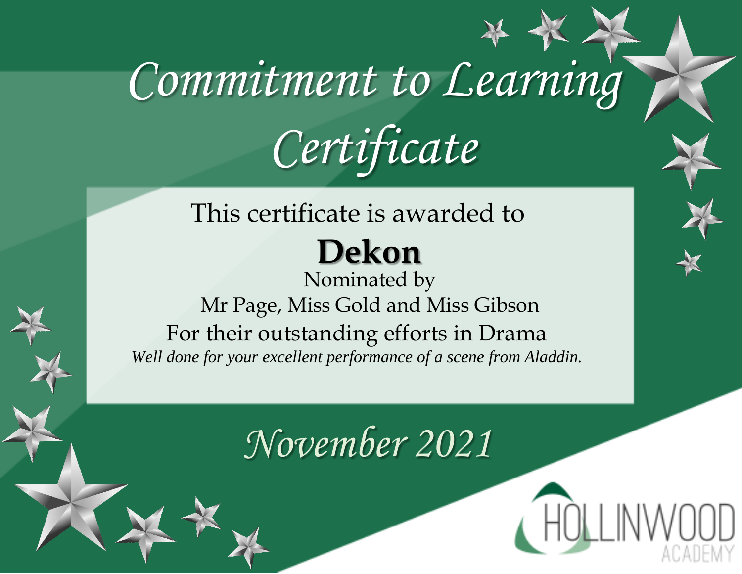# Commitment to Learning Certificate

This certificate is awarded to

**Dekon**

Nominated by

Mr Page, Miss Gold and Miss Gibson

For their outstanding efforts in Drama

*Well done for your excellent performance of a scene from Aladdin.*

*November 2021*

HOLLINWOOD ACADEMY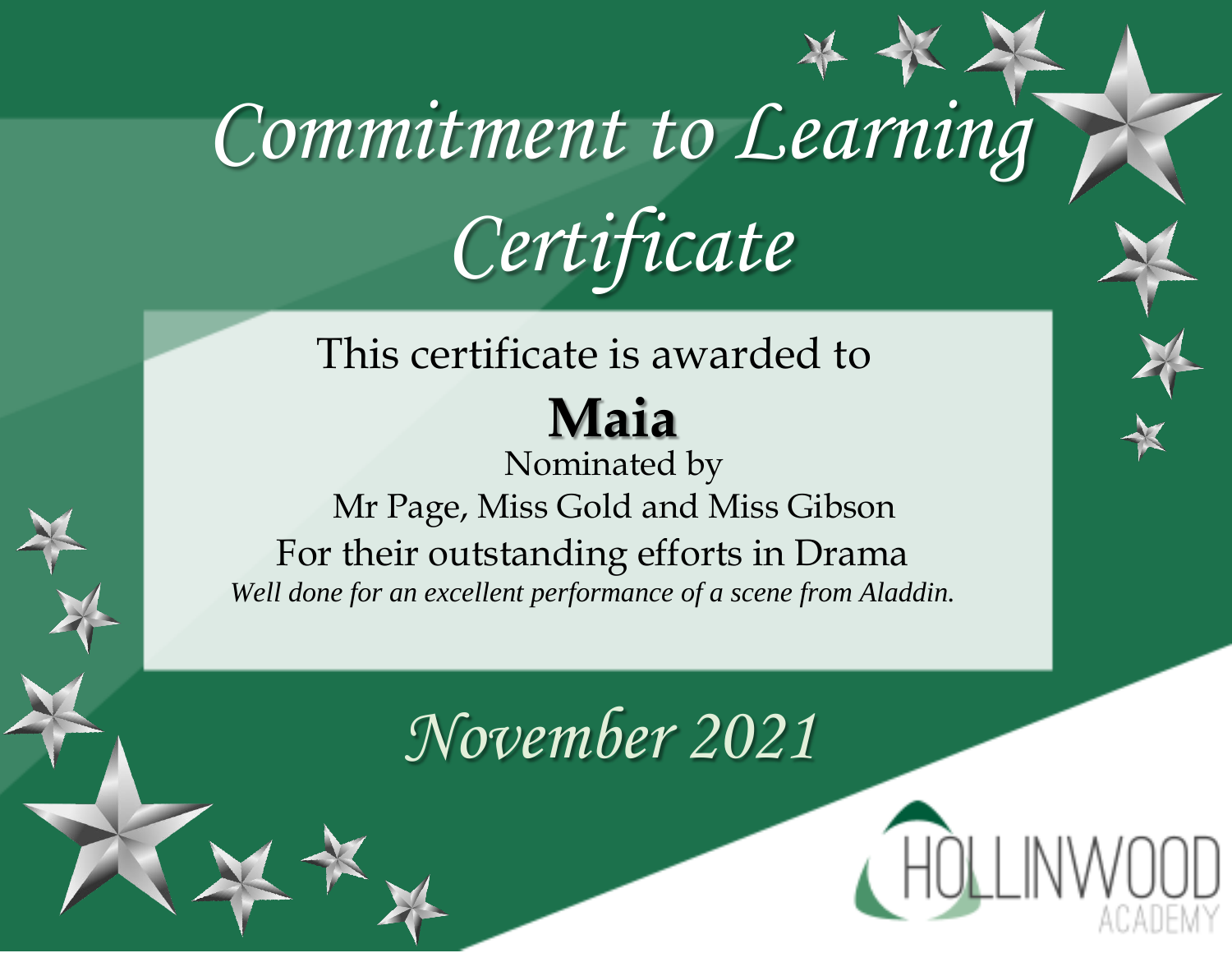# Commitment to Learning Certificate

This certificate is awarded to

**Maia**

Nominated by

Mr Page, Miss Gold and Miss Gibson

For their outstanding efforts in Drama

*Well done for an excellent performance of a scene from Aladdin.*

## November 2021

HOLLINWOOD ACADEMY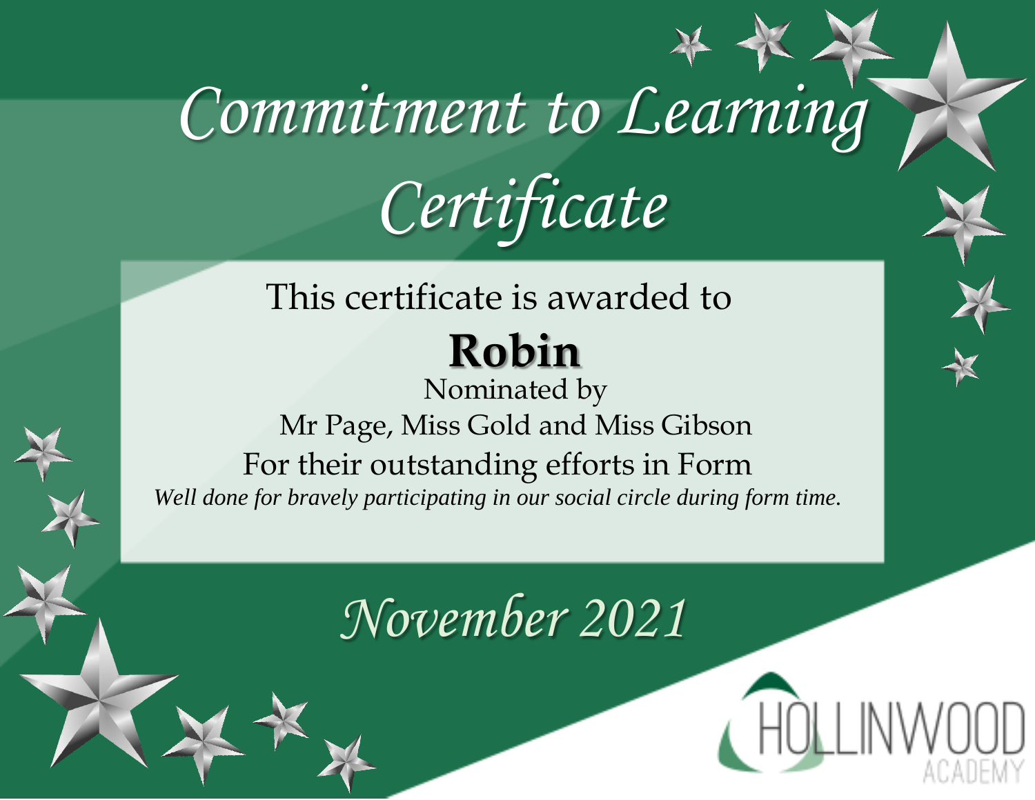# Commitment to Learning Certificate

This certificate is awarded to

**Robin**

Nominated by

Mr Page, Miss Gold and Miss Gibson

For their outstanding efforts in Form

*Well done for bravely participating in our social circle during form time.*

*November 2021*

HOLLINWOOD ACADEMY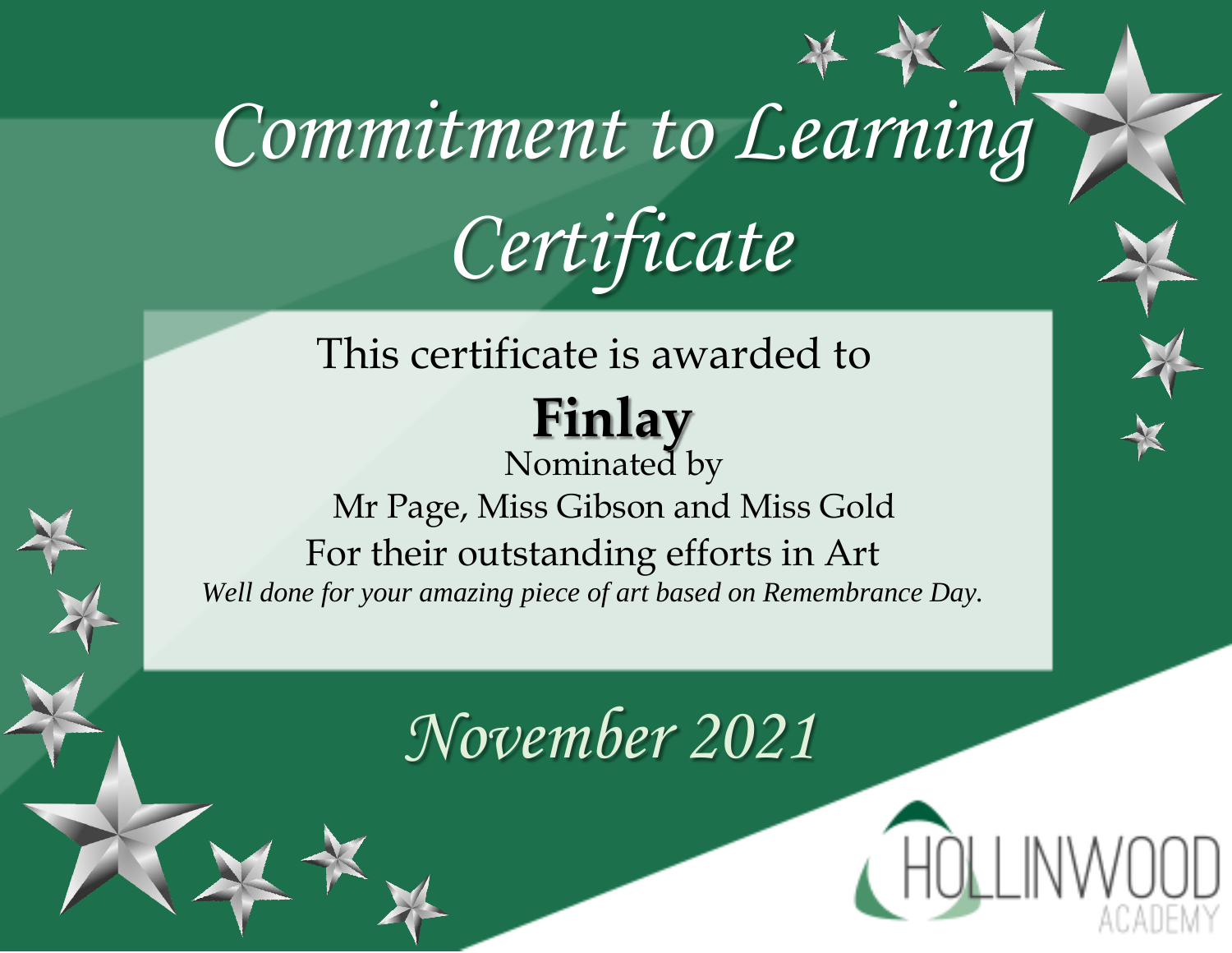# Commitment to Learning Certificate

This certificate is awarded to

**Finlay**

Nominated by

Mr Page, Miss Gibson and Miss Gold

For their outstanding efforts in Art

*Well done for your amazing piece of art based on Remembrance Day.*

*November 2021*

HOLLINWOOD ACADEMY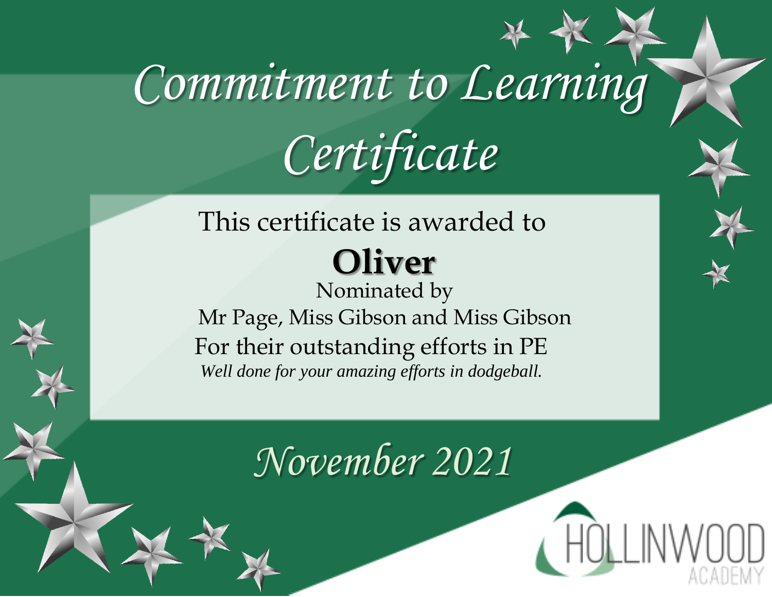# Commitment to Learning Certificate

This certificate is awarded to

**Oliver**

Nominated by

Mr Page, Miss Gibson and Miss Gibson

For their outstanding efforts in PE

*Well done for your amazing efforts in dodgeball.*

*November 2021*

HOLLINWOOD ACADEMY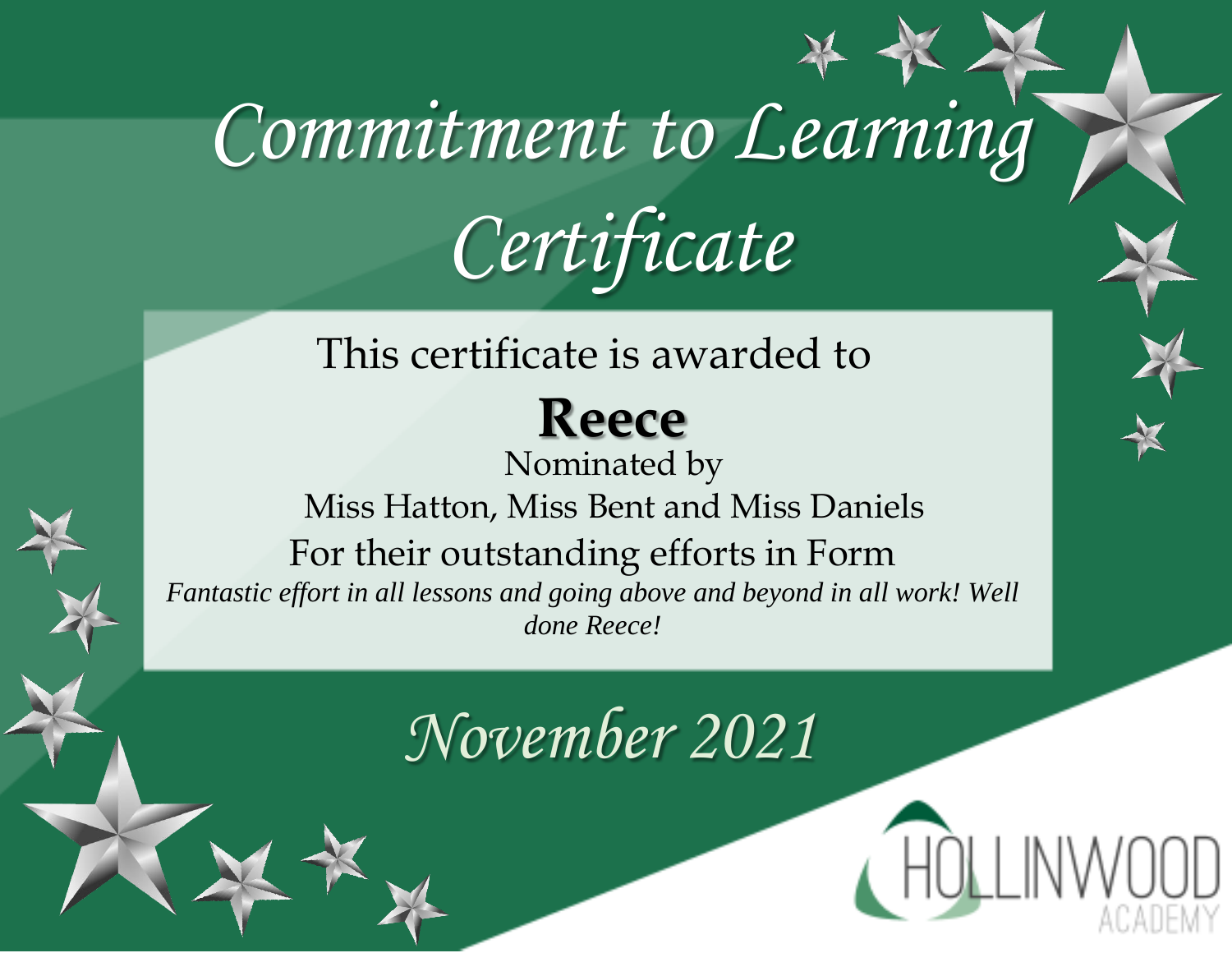# Commitment to Learning Certificate

This certificate is awarded to

**Reece**

Nominated by

Miss Hatton, Miss Bent and Miss Daniels

For their outstanding efforts in Form

*Fantastic effort in all lessons and going above and beyond in all work! Well done Reece!*

## November 2021

HOLLINWOOD ACADEMY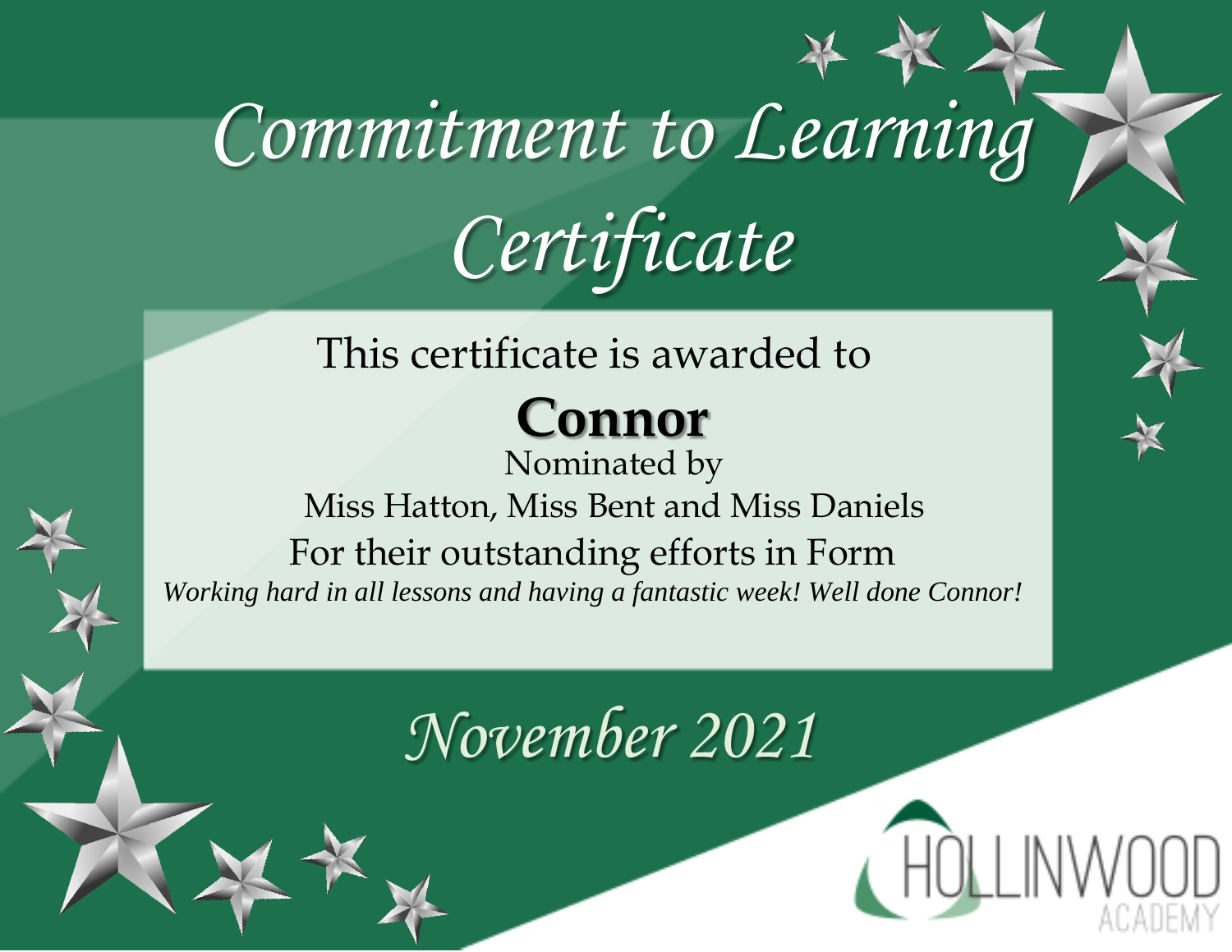# Commitment to Learning Certificate

This certificate is awarded to

**Connor**

Nominated by

Miss Hatton, Miss Bent and Miss Daniels

For their outstanding efforts in Form

*Working hard in all lessons and having a fantastic week! Well done Connor!*

*November 2021*

HOLLINWOOD ACADEMY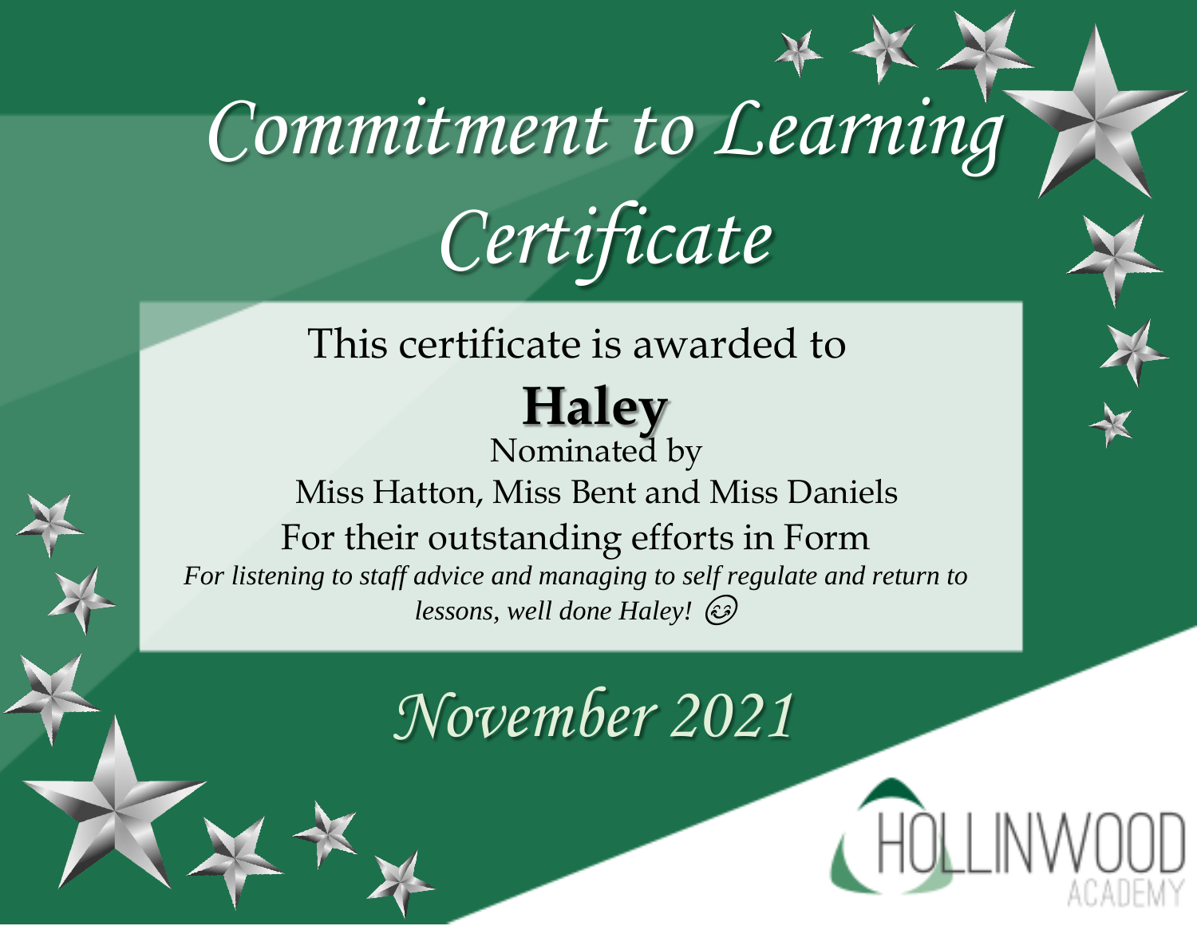# Commitment to Learning Certificate

This certificate is awarded to

**Haley**

Nominated by

Miss Hatton, Miss Bent and Miss Daniels

For their outstanding efforts in Form

*For listening to staff advice and managing to self regulate and return to lessons, well done Haley!* 😊

*November 2021*

HOLLINWOOD ACADEMY